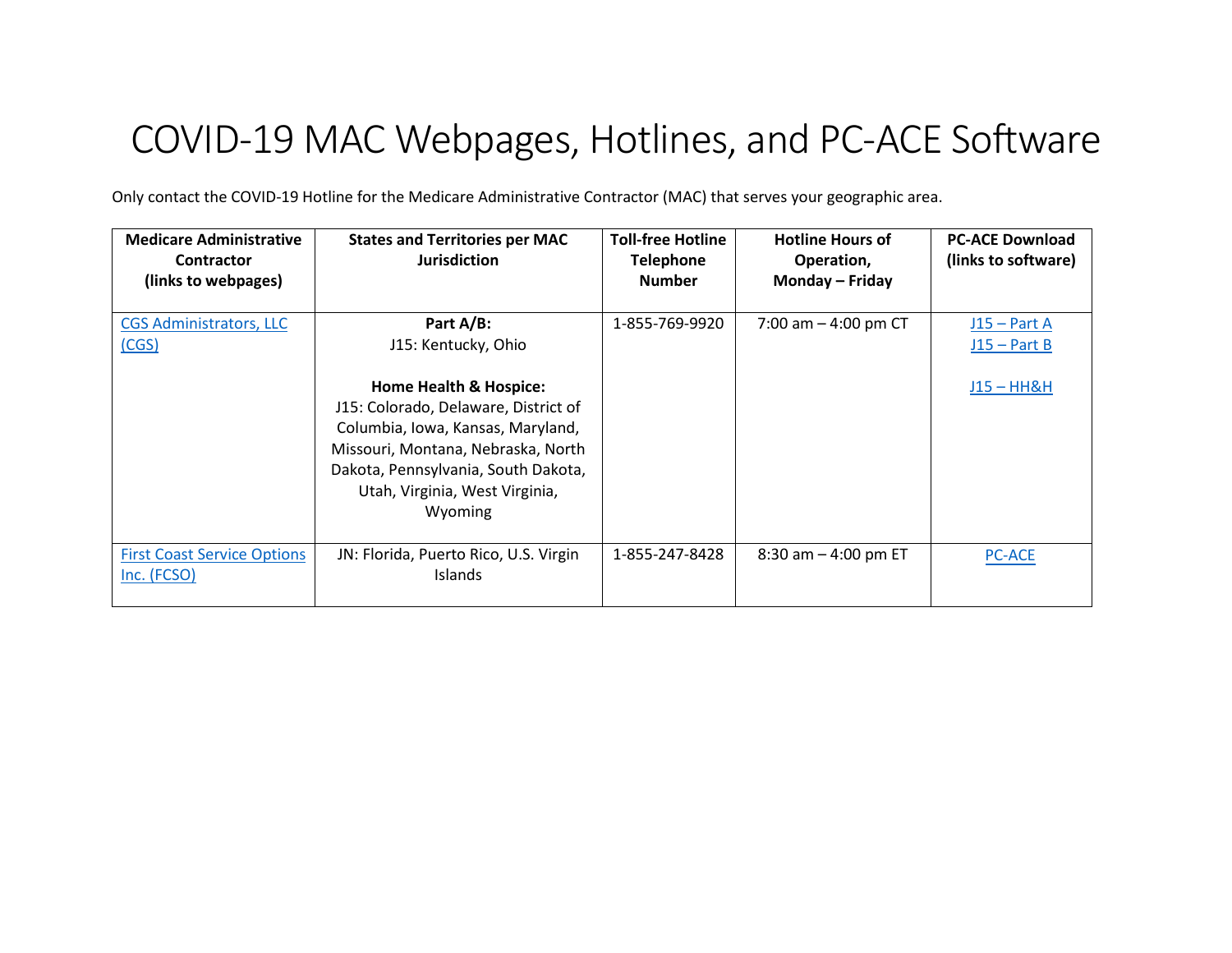# COVID-19 MAC Webpages, Hotlines, and PC-ACE Software

Only contact the COVID-19 Hotline for the Medicare Administrative Contractor (MAC) that serves your geographic area.

| Medicare Administrative Contractor (links to webpages) | States and Territories per MAC Jurisdiction | Toll-free Hotline Telephone Number | Hotline Hours of Operation, Monday – Friday | PC-ACE Download (links to software) |
|---|---|---|---|---|
| CGS Administrators, LLC (CGS) | **Part A/B:** J15: Kentucky, Ohio<br><br>**Home Health & Hospice:** J15: Colorado, Delaware, District of Columbia, Iowa, Kansas, Maryland, Missouri, Montana, Nebraska, North Dakota, Pennsylvania, South Dakota, Utah, Virginia, West Virginia, Wyoming | 1-855-769-9920 | 7:00 am – 4:00 pm CT | J15 – Part A<br>J15 – Part B<br><br>J15 – HH&H |
| First Coast Service Options Inc. (FCSO) | JN: Florida, Puerto Rico, U.S. Virgin Islands | 1-855-247-8428 | 8:30 am – 4:00 pm ET | PC-ACE |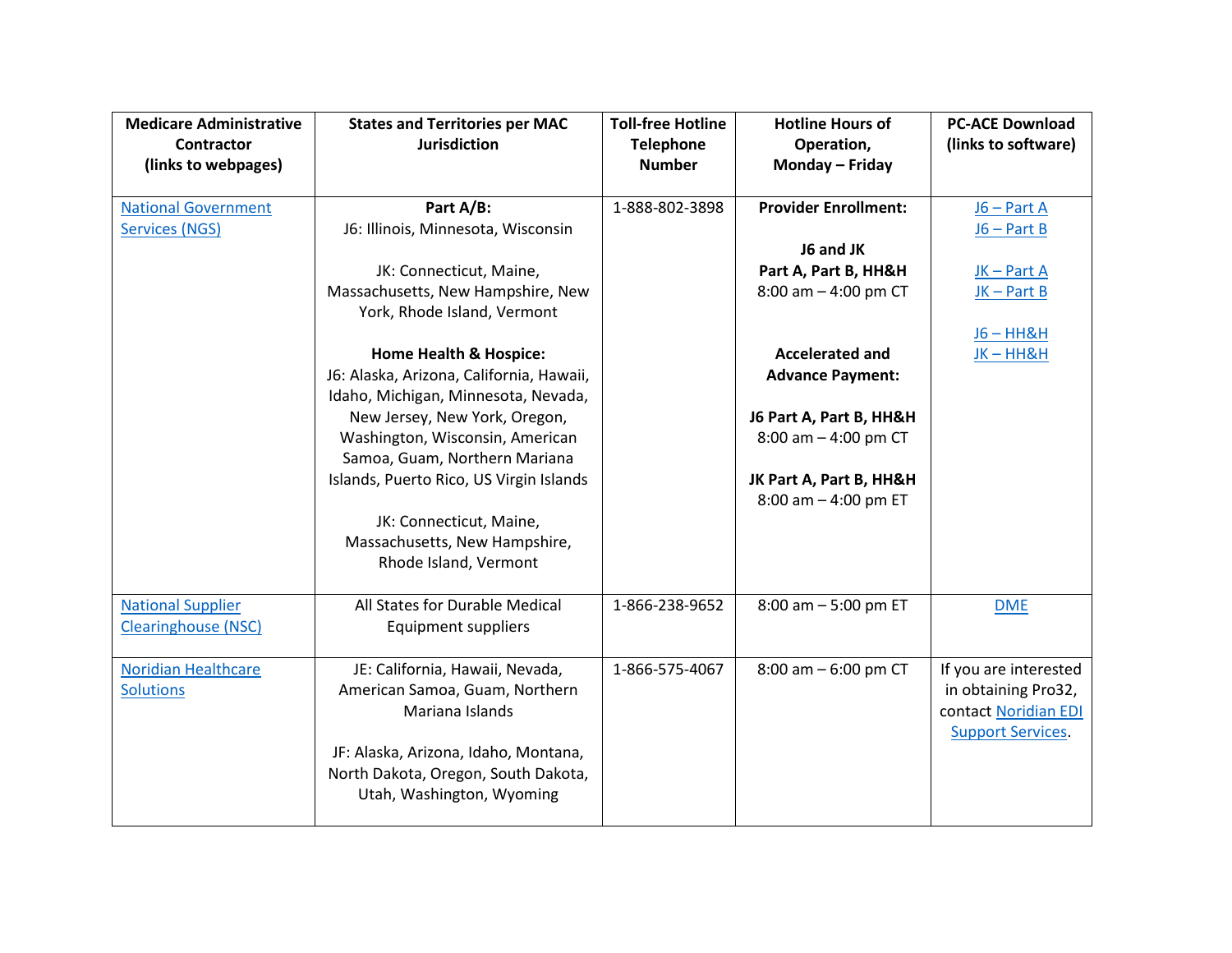| Medicare Administrative Contractor (links to webpages) | States and Territories per MAC Jurisdiction | Toll-free Hotline Telephone Number | Hotline Hours of Operation, Monday – Friday | PC-ACE Download (links to software) |
|---|---|---|---|---|
| National Government Services (NGS) | **Part A/B:**<br>J6: Illinois, Minnesota, Wisconsin<br><br>JK: Connecticut, Maine, Massachusetts, New Hampshire, New York, Rhode Island, Vermont<br><br>**Home Health & Hospice:**<br>J6: Alaska, Arizona, California, Hawaii, Idaho, Michigan, Minnesota, Nevada, New Jersey, New York, Oregon, Washington, Wisconsin, American Samoa, Guam, Northern Mariana Islands, Puerto Rico, US Virgin Islands<br><br>JK: Connecticut, Maine, Massachusetts, New Hampshire, Rhode Island, Vermont | 1-888-802-3898 | **Provider Enrollment:**<br><br>**J6 and JK Part A, Part B, HH&H**<br>8:00 am – 4:00 pm CT<br><br>**Accelerated and Advance Payment:**<br><br>**J6 Part A, Part B, HH&H**<br>8:00 am – 4:00 pm CT<br><br>**JK Part A, Part B, HH&H**<br>8:00 am – 4:00 pm ET | J6 – Part A<br>J6 – Part B<br><br>JK – Part A<br>JK – Part B<br><br>J6 – HH&H<br>JK – HH&H |
| National Supplier Clearinghouse (NSC) | All States for Durable Medical Equipment suppliers | 1-866-238-9652 | 8:00 am – 5:00 pm ET | DME |
| Noridian Healthcare Solutions | JE: California, Hawaii, Nevada, American Samoa, Guam, Northern Mariana Islands<br><br>JF: Alaska, Arizona, Idaho, Montana, North Dakota, Oregon, South Dakota, Utah, Washington, Wyoming | 1-866-575-4067 | 8:00 am – 6:00 pm CT | If you are interested in obtaining Pro32, contact Noridian EDI Support Services. |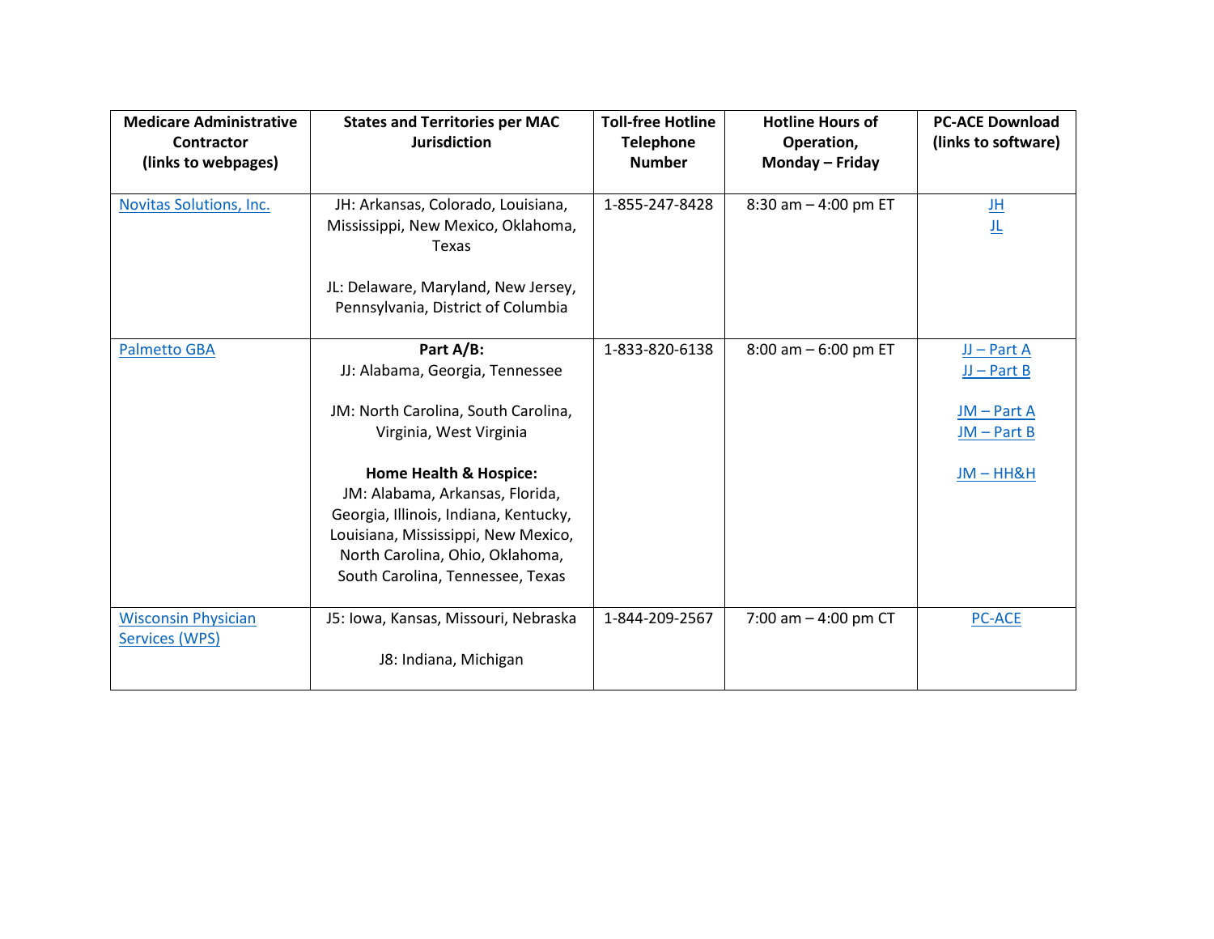| Medicare Administrative Contractor (links to webpages) | States and Territories per MAC Jurisdiction | Toll-free Hotline Telephone Number | Hotline Hours of Operation, Monday – Friday | PC-ACE Download (links to software) |
|---|---|---|---|---|
| Novitas Solutions, Inc. | JH: Arkansas, Colorado, Louisiana, Mississippi, New Mexico, Oklahoma, Texas<br><br>JL: Delaware, Maryland, New Jersey, Pennsylvania, District of Columbia | 1-855-247-8428 | 8:30 am – 4:00 pm ET | JH<br>JL |
| Palmetto GBA | **Part A/B:**<br>JJ: Alabama, Georgia, Tennessee<br><br>JM: North Carolina, South Carolina, Virginia, West Virginia<br><br>**Home Health & Hospice:**<br>JM: Alabama, Arkansas, Florida, Georgia, Illinois, Indiana, Kentucky, Louisiana, Mississippi, New Mexico, North Carolina, Ohio, Oklahoma, South Carolina, Tennessee, Texas | 1-833-820-6138 | 8:00 am – 6:00 pm ET | JJ – Part A<br>JJ – Part B<br><br>JM – Part A<br>JM – Part B<br><br>JM – HH&H |
| Wisconsin Physician Services (WPS) | J5: Iowa, Kansas, Missouri, Nebraska<br><br>J8: Indiana, Michigan | 1-844-209-2567 | 7:00 am – 4:00 pm CT | PC-ACE |